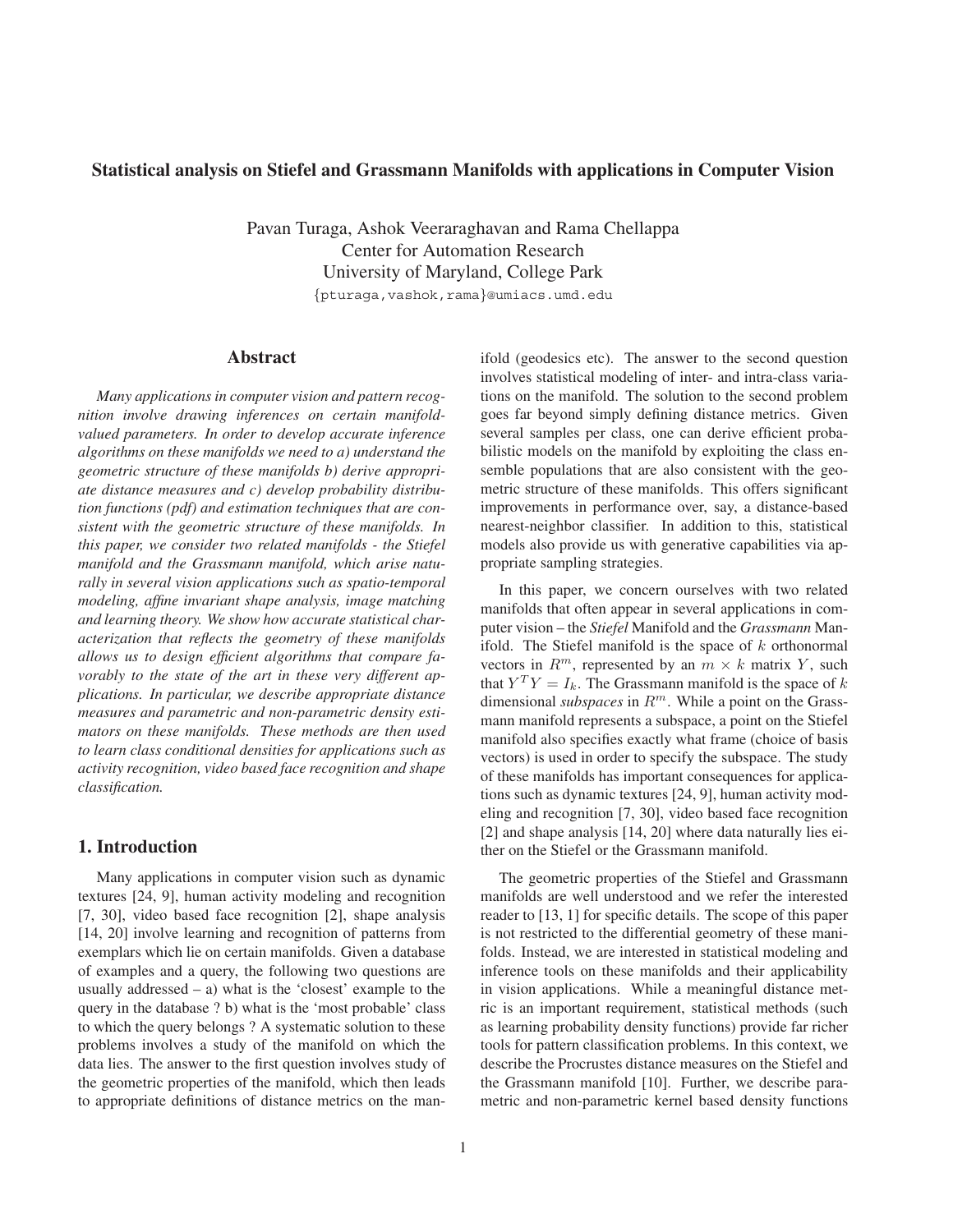# Statistical analysis on Stiefel and Grassmann Manifolds with applications in Computer Vision

Pavan Turaga, Ashok Veeraraghavan and Rama Chellappa
Center for Automation Research
University of Maryland, College Park
{pturaga,vashok,rama}@umiacs.umd.edu

## Abstract

*Many applications in computer vision and pattern recognition involve drawing inferences on certain manifold-valued parameters. In order to develop accurate inference algorithms on these manifolds we need to a) understand the geometric structure of these manifolds b) derive appropriate distance measures and c) develop probability distribution functions (pdf) and estimation techniques that are consistent with the geometric structure of these manifolds. In this paper, we consider two related manifolds - the Stiefel manifold and the Grassmann manifold, which arise naturally in several vision applications such as spatio-temporal modeling, affine invariant shape analysis, image matching and learning theory. We show how accurate statistical characterization that reflects the geometry of these manifolds allows us to design efficient algorithms that compare favorably to the state of the art in these very different applications. In particular, we describe appropriate distance measures and parametric and non-parametric density estimators on these manifolds. These methods are then used to learn class conditional densities for applications such as activity recognition, video based face recognition and shape classification.*

## 1. Introduction

Many applications in computer vision such as dynamic textures [24, 9], human activity modeling and recognition [7, 30], video based face recognition [2], shape analysis [14, 20] involve learning and recognition of patterns from exemplars which lie on certain manifolds. Given a database of examples and a query, the following two questions are usually addressed – a) what is the 'closest' example to the query in the database ? b) what is the 'most probable' class to which the query belongs ? A systematic solution to these problems involves a study of the manifold on which the data lies. The answer to the first question involves study of the geometric properties of the manifold, which then leads to appropriate definitions of distance metrics on the manifold (geodesics etc). The answer to the second question involves statistical modeling of inter- and intra-class variations on the manifold. The solution to the second problem goes far beyond simply defining distance metrics. Given several samples per class, one can derive efficient probabilistic models on the manifold by exploiting the class ensemble populations that are also consistent with the geometric structure of these manifolds. This offers significant improvements in performance over, say, a distance-based nearest-neighbor classifier. In addition to this, statistical models also provide us with generative capabilities via appropriate sampling strategies.

In this paper, we concern ourselves with two related manifolds that often appear in several applications in computer vision – the *Stiefel* Manifold and the *Grassmann* Manifold. The Stiefel manifold is the space of $k$ orthonormal vectors in $R^m$, represented by an $m \times k$ matrix $Y$, such that $Y^T Y = I_k$. The Grassmann manifold is the space of $k$ dimensional *subspaces* in $R^m$. While a point on the Grassmann manifold represents a subspace, a point on the Stiefel manifold also specifies exactly what frame (choice of basis vectors) is used in order to specify the subspace. The study of these manifolds has important consequences for applications such as dynamic textures [24, 9], human activity modeling and recognition [7, 30], video based face recognition [2] and shape analysis [14, 20] where data naturally lies either on the Stiefel or the Grassmann manifold.

The geometric properties of the Stiefel and Grassmann manifolds are well understood and we refer the interested reader to [13, 1] for specific details. The scope of this paper is not restricted to the differential geometry of these manifolds. Instead, we are interested in statistical modeling and inference tools on these manifolds and their applicability in vision applications. While a meaningful distance metric is an important requirement, statistical methods (such as learning probability density functions) provide far richer tools for pattern classification problems. In this context, we describe the Procrustes distance measures on the Stiefel and the Grassmann manifold [10]. Further, we describe parametric and non-parametric kernel based density functions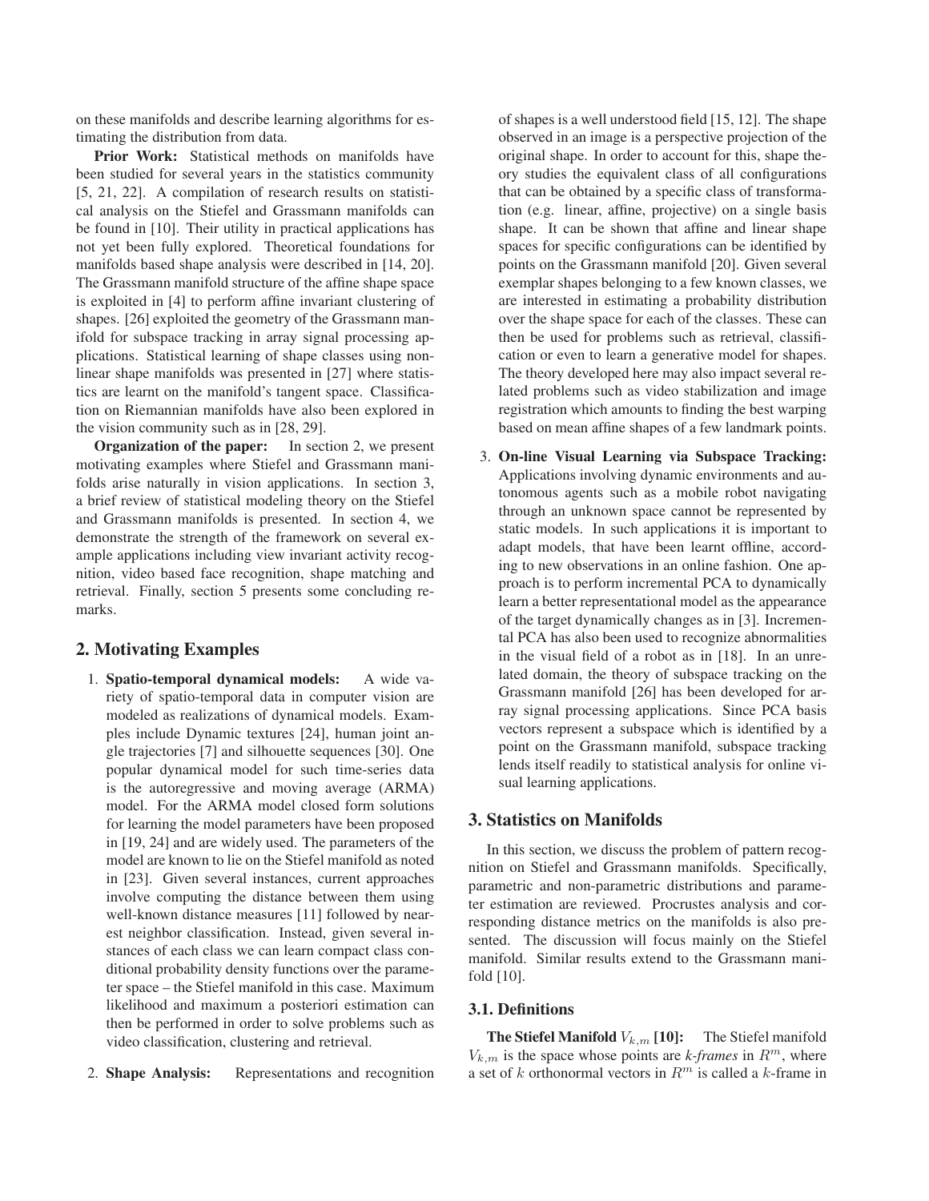on these manifolds and describe learning algorithms for estimating the distribution from data.

**Prior Work:** Statistical methods on manifolds have been studied for several years in the statistics community [5, 21, 22]. A compilation of research results on statistical analysis on the Stiefel and Grassmann manifolds can be found in [10]. Their utility in practical applications has not yet been fully explored. Theoretical foundations for manifolds based shape analysis were described in [14, 20]. The Grassmann manifold structure of the affine shape space is exploited in [4] to perform affine invariant clustering of shapes. [26] exploited the geometry of the Grassmann manifold for subspace tracking in array signal processing applications. Statistical learning of shape classes using nonlinear shape manifolds was presented in [27] where statistics are learnt on the manifold's tangent space. Classification on Riemannian manifolds have also been explored in the vision community such as in [28, 29].

**Organization of the paper:** In section 2, we present motivating examples where Stiefel and Grassmann manifolds arise naturally in vision applications. In section 3, a brief review of statistical modeling theory on the Stiefel and Grassmann manifolds is presented. In section 4, we demonstrate the strength of the framework on several example applications including view invariant activity recognition, video based face recognition, shape matching and retrieval. Finally, section 5 presents some concluding remarks.

## 2. Motivating Examples

1. **Spatio-temporal dynamical models:** A wide variety of spatio-temporal data in computer vision are modeled as realizations of dynamical models. Examples include Dynamic textures [24], human joint angle trajectories [7] and silhouette sequences [30]. One popular dynamical model for such time-series data is the autoregressive and moving average (ARMA) model. For the ARMA model closed form solutions for learning the model parameters have been proposed in [19, 24] and are widely used. The parameters of the model are known to lie on the Stiefel manifold as noted in [23]. Given several instances, current approaches involve computing the distance between them using well-known distance measures [11] followed by nearest neighbor classification. Instead, given several instances of each class we can learn compact class conditional probability density functions over the parameter space – the Stiefel manifold in this case. Maximum likelihood and maximum a posteriori estimation can then be performed in order to solve problems such as video classification, clustering and retrieval.

2. **Shape Analysis:** Representations and recognition of shapes is a well understood field [15, 12]. The shape observed in an image is a perspective projection of the original shape. In order to account for this, shape theory studies the equivalent class of all configurations that can be obtained by a specific class of transformation (e.g. linear, affine, projective) on a single basis shape. It can be shown that affine and linear shape spaces for specific configurations can be identified by points on the Grassmann manifold [20]. Given several exemplar shapes belonging to a few known classes, we are interested in estimating a probability distribution over the shape space for each of the classes. These can then be used for problems such as retrieval, classification or even to learn a generative model for shapes. The theory developed here may also impact several related problems such as video stabilization and image registration which amounts to finding the best warping based on mean affine shapes of a few landmark points.

3. **On-line Visual Learning via Subspace Tracking:** Applications involving dynamic environments and autonomous agents such as a mobile robot navigating through an unknown space cannot be represented by static models. In such applications it is important to adapt models, that have been learnt offline, according to new observations in an online fashion. One approach is to perform incremental PCA to dynamically learn a better representational model as the appearance of the target dynamically changes as in [3]. Incremental PCA has also been used to recognize abnormalities in the visual field of a robot as in [18]. In an unrelated domain, the theory of subspace tracking on the Grassmann manifold [26] has been developed for array signal processing applications. Since PCA basis vectors represent a subspace which is identified by a point on the Grassmann manifold, subspace tracking lends itself readily to statistical analysis for online visual learning applications.

## 3. Statistics on Manifolds

In this section, we discuss the problem of pattern recognition on Stiefel and Grassmann manifolds. Specifically, parametric and non-parametric distributions and parameter estimation are reviewed. Procrustes analysis and corresponding distance metrics on the manifolds is also presented. The discussion will focus mainly on the Stiefel manifold. Similar results extend to the Grassmann manifold [10].

### 3.1. Definitions

**The Stiefel Manifold $V_{k,m}$ [10]:** The Stiefel manifold $V_{k,m}$ is the space whose points are *k-frames* in $R^m$, where a set of $k$ orthonormal vectors in $R^m$ is called a $k$-frame in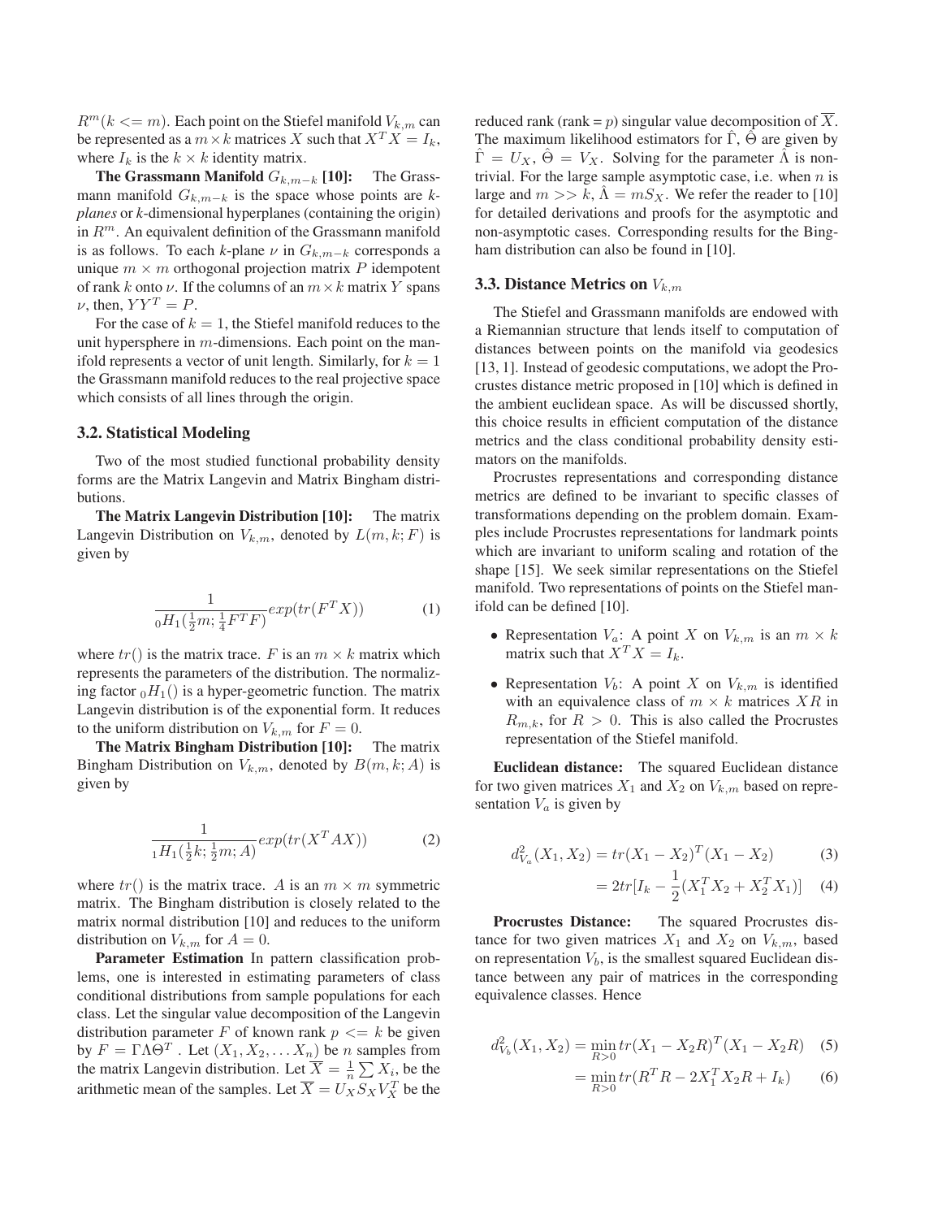$R^m (k <= m)$. Each point on the Stiefel manifold $V_{k,m}$ can be represented as a $m \times k$ matrices $X$ such that $X^T X = I_k$, where $I_k$ is the $k \times k$ identity matrix.

**The Grassmann Manifold** $G_{k,m-k}$ **[10]:** The Grassmann manifold $G_{k,m-k}$ is the space whose points are *k-planes* or *k*-dimensional hyperplanes (containing the origin) in $R^m$. An equivalent definition of the Grassmann manifold is as follows. To each *k*-plane $\nu$ in $G_{k,m-k}$ corresponds a unique $m \times m$ orthogonal projection matrix $P$ idempotent of rank $k$ onto $\nu$. If the columns of an $m \times k$ matrix $Y$ spans $\nu$, then, $YY^T = P$.

For the case of $k = 1$, the Stiefel manifold reduces to the unit hypersphere in $m$-dimensions. Each point on the manifold represents a vector of unit length. Similarly, for $k = 1$ the Grassmann manifold reduces to the real projective space which consists of all lines through the origin.

### 3.2. Statistical Modeling

Two of the most studied functional probability density forms are the Matrix Langevin and Matrix Bingham distributions.

**The Matrix Langevin Distribution [10]:** The matrix Langevin Distribution on $V_{k,m}$, denoted by $L(m, k; F)$ is given by

$$\frac{1}{{}_0H_1(\frac{1}{2}m; \frac{1}{4}F^T F)} exp(tr(F^T X)) \tag{1}$$

where $tr()$ is the matrix trace. $F$ is an $m \times k$ matrix which represents the parameters of the distribution. The normalizing factor ${}_0H_1()$ is a hyper-geometric function. The matrix Langevin distribution is of the exponential form. It reduces to the uniform distribution on $V_{k,m}$ for $F = 0$.

**The Matrix Bingham Distribution [10]:** The matrix Bingham Distribution on $V_{k,m}$, denoted by $B(m, k; A)$ is given by

$$\frac{1}{{}_1H_1(\frac{1}{2}k; \frac{1}{2}m; A)} exp(tr(X^T AX)) \tag{2}$$

where $tr()$ is the matrix trace. $A$ is an $m \times m$ symmetric matrix. The Bingham distribution is closely related to the matrix normal distribution [10] and reduces to the uniform distribution on $V_{k,m}$ for $A = 0$.

**Parameter Estimation** In pattern classification problems, one is interested in estimating parameters of class conditional distributions from sample populations for each class. Let the singular value decomposition of the Langevin distribution parameter $F$ of known rank $p <= k$ be given by $F = \Gamma \Lambda \Theta^T$ . Let $(X_1, X_2, \ldots X_n)$ be $n$ samples from the matrix Langevin distribution. Let $\overline{X} = \frac{1}{n} \sum X_i$, be the arithmetic mean of the samples. Let $\overline{X} = U_X S_X V_X^T$ be the reduced rank (rank = $p$) singular value decomposition of $\overline{X}$. The maximum likelihood estimators for $\hat{\Gamma}$, $\hat{\Theta}$ are given by $\hat{\Gamma} = U_X$, $\hat{\Theta} = V_X$. Solving for the parameter $\hat{\Lambda}$ is non-trivial. For the large sample asymptotic case, i.e. when $n$ is large and $m >> k$, $\hat{\Lambda} = mS_X$. We refer the reader to [10] for detailed derivations and proofs for the asymptotic and non-asymptotic cases. Corresponding results for the Bingham distribution can also be found in [10].

### 3.3. Distance Metrics on $V_{k,m}$

The Stiefel and Grassmann manifolds are endowed with a Riemannian structure that lends itself to computation of distances between points on the manifold via geodesics [13, 1]. Instead of geodesic computations, we adopt the Procrustes distance metric proposed in [10] which is defined in the ambient euclidean space. As will be discussed shortly, this choice results in efficient computation of the distance metrics and the class conditional probability density estimators on the manifolds.

Procrustes representations and corresponding distance metrics are defined to be invariant to specific classes of transformations depending on the problem domain. Examples include Procrustes representations for landmark points which are invariant to uniform scaling and rotation of the shape [15]. We seek similar representations on the Stiefel manifold. Two representations of points on the Stiefel manifold can be defined [10].

- Representation $V_a$: A point $X$ on $V_{k,m}$ is an $m \times k$ matrix such that $X^T X = I_k$.
- Representation $V_b$: A point $X$ on $V_{k,m}$ is identified with an equivalence class of $m \times k$ matrices $XR$ in $R_{m,k}$, for $R > 0$. This is also called the Procrustes representation of the Stiefel manifold.

**Euclidean distance:** The squared Euclidean distance for two given matrices $X_1$ and $X_2$ on $V_{k,m}$ based on representation $V_a$ is given by

$$d^2_{V_a}(X_1, X_2) = tr(X_1 - X_2)^T (X_1 - X_2) \tag{3}$$

$$= 2tr[I_k - \frac{1}{2}(X_1^T X_2 + X_2^T X_1)] \tag{4}$$

**Procrustes Distance:** The squared Procrustes distance for two given matrices $X_1$ and $X_2$ on $V_{k,m}$, based on representation $V_b$, is the smallest squared Euclidean distance between any pair of matrices in the corresponding equivalence classes. Hence

$$d^2_{V_b}(X_1, X_2) = \min_{R>0} tr(X_1 - X_2 R)^T (X_1 - X_2 R) \tag{5}$$

$$= \min_{R>0} tr(R^T R - 2X_1^T X_2 R + I_k) \tag{6}$$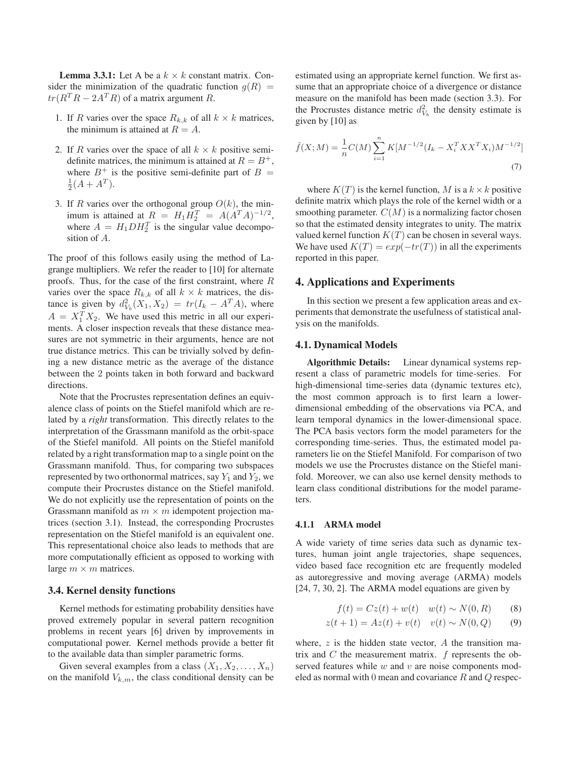**Lemma 3.3.1:** Let A be a $k \times k$ constant matrix. Consider the minimization of the quadratic function $g(R) = tr(R^T R - 2A^T R)$ of a matrix argument $R$.

1. If $R$ varies over the space $R_{k,k}$ of all $k \times k$ matrices, the minimum is attained at $R = A$.
2. If $R$ varies over the space of all $k \times k$ positive semi-definite matrices, the minimum is attained at $R = B^+$, where $B^+$ is the positive semi-definite part of $B = \frac{1}{2}(A + A^T)$.
3. If $R$ varies over the orthogonal group $O(k)$, the minimum is attained at $R = H_1 H_2^T = A(A^T A)^{-1/2}$, where $A = H_1 D H_2^T$ is the singular value decomposition of $A$.

The proof of this follows easily using the method of Lagrange multipliers. We refer the reader to [10] for alternate proofs. Thus, for the case of the first constraint, where $R$ varies over the space $R_{k,k}$ of all $k \times k$ matrices, the distance is given by $d^2_{V_b}(X_1, X_2) = tr(I_k - A^T A)$, where $A = X_1^T X_2$. We have used this metric in all our experiments. A closer inspection reveals that these distance measures are not symmetric in their arguments, hence are not true distance metrics. This can be trivially solved by defining a new distance metric as the average of the distance between the 2 points taken in both forward and backward directions.

Note that the Procrustes representation defines an equivalence class of points on the Stiefel manifold which are related by a *right* transformation. This directly relates to the interpretation of the Grassmann manifold as the orbit-space of the Stiefel manifold. All points on the Stiefel manifold related by a right transformation map to a single point on the Grassmann manifold. Thus, for comparing two subspaces represented by two orthonormal matrices, say $Y_1$ and $Y_2$, we compute their Procrustes distance on the Stiefel manifold. We do not explicitly use the representation of points on the Grassmann manifold as $m \times m$ idempotent projection matrices (section 3.1). Instead, the corresponding Procrustes representation on the Stiefel manifold is an equivalent one. This representational choice also leads to methods that are more computationally efficient as opposed to working with large $m \times m$ matrices.

### 3.4. Kernel density functions

Kernel methods for estimating probability densities have proved extremely popular in several pattern recognition problems in recent years [6] driven by improvements in computational power. Kernel methods provide a better fit to the available data than simpler parametric forms.

Given several examples from a class $(X_1, X_2, \ldots, X_n)$ on the manifold $V_{k,m}$, the class conditional density can be estimated using an appropriate kernel function. We first assume that an appropriate choice of a divergence or distance measure on the manifold has been made (section 3.3). For the Procrustes distance metric $d^2_{V_b}$ the density estimate is given by [10] as

$$\hat{f}(X; M) = \frac{1}{n} C(M) \sum_{i=1}^{n} K[M^{-1/2}(I_k - X_i^T X X^T X_i) M^{-1/2}] \quad (7)$$

where $K(T)$ is the kernel function, $M$ is a $k \times k$ positive definite matrix which plays the role of the kernel width or a smoothing parameter. $C(M)$ is a normalizing factor chosen so that the estimated density integrates to unity. The matrix valued kernel function $K(T)$ can be chosen in several ways. We have used $K(T) = exp(-tr(T))$ in all the experiments reported in this paper.

## 4. Applications and Experiments

In this section we present a few application areas and experiments that demonstrate the usefulness of statistical analysis on the manifolds.

### 4.1. Dynamical Models

**Algorithmic Details:** Linear dynamical systems represent a class of parametric models for time-series. For high-dimensional time-series data (dynamic textures etc), the most common approach is to first learn a lower-dimensional embedding of the observations via PCA, and learn temporal dynamics in the lower-dimensional space. The PCA basis vectors form the model parameters for the corresponding time-series. Thus, the estimated model parameters lie on the Stiefel Manifold. For comparison of two models we use the Procrustes distance on the Stiefel manifold. Moreover, we can also use kernel density methods to learn class conditional distributions for the model parameters.

#### 4.1.1 ARMA model

A wide variety of time series data such as dynamic textures, human joint angle trajectories, shape sequences, video based face recognition etc are frequently modeled as autoregressive and moving average (ARMA) models [24, 7, 30, 2]. The ARMA model equations are given by

$$f(t) = Cz(t) + w(t) \quad w(t) \sim N(0, R) \quad (8)$$

$$z(t+1) = Az(t) + v(t) \quad v(t) \sim N(0, Q) \quad (9)$$

where, $z$ is the hidden state vector, $A$ the transition matrix and $C$ the measurement matrix. $f$ represents the observed features while $w$ and $v$ are noise components modeled as normal with $0$ mean and covariance $R$ and $Q$ respec-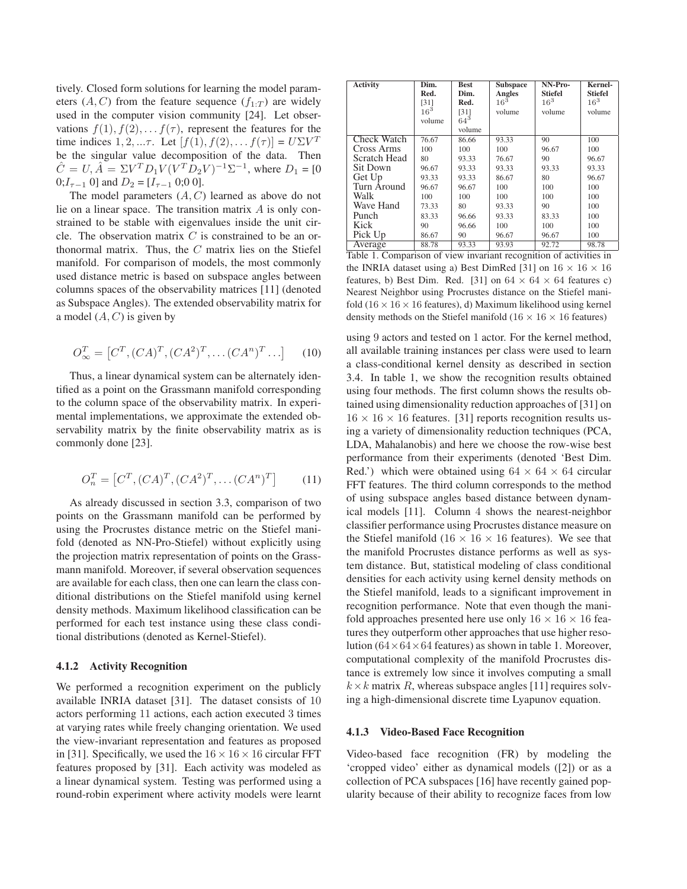tively. Closed form solutions for learning the model parameters $(A, C)$ from the feature sequence $(f_{1:T})$ are widely used in the computer vision community [24]. Let observations $f(1), f(2), \dots f(\tau)$, represent the features for the time indices $1, 2, ...\tau$. Let $[f(1), f(2), \dots f(\tau)] = U\Sigma V^T$ be the singular value decomposition of the data. Then $\hat{C} = U, \hat{A} = \Sigma V^T D_1 V (V^T D_2 V)^{-1} \Sigma^{-1}$, where $D_1$ = [0 0;$I_{\tau-1}$ 0] and $D_2$ = [$I_{\tau-1}$ 0;0 0].

The model parameters $(A, C)$ learned as above do not lie on a linear space. The transition matrix $A$ is only constrained to be stable with eigenvalues inside the unit circle. The observation matrix $C$ is constrained to be an orthonormal matrix. Thus, the $C$ matrix lies on the Stiefel manifold. For comparison of models, the most commonly used distance metric is based on subspace angles between columns spaces of the observability matrices [11] (denoted as Subspace Angles). The extended observability matrix for a model $(A, C)$ is given by

$$O_\infty^T = \left[C^T, (CA)^T, (CA^2)^T, \dots (CA^n)^T \dots\right] \tag{10}$$

Thus, a linear dynamical system can be alternately identified as a point on the Grassmann manifold corresponding to the column space of the observability matrix. In experimental implementations, we approximate the extended observability matrix by the finite observability matrix as is commonly done [23].

$$O_n^T = \left[C^T, (CA)^T, (CA^2)^T, \dots (CA^n)^T\right] \tag{11}$$

As already discussed in section 3.3, comparison of two points on the Grassmann manifold can be performed by using the Procrustes distance metric on the Stiefel manifold (denoted as NN-Pro-Stiefel) without explicitly using the projection matrix representation of points on the Grassmann manifold. Moreover, if several observation sequences are available for each class, then one can learn the class conditional distributions on the Stiefel manifold using kernel density methods. Maximum likelihood classification can be performed for each test instance using these class conditional distributions (denoted as Kernel-Stiefel).

#### 4.1.2 Activity Recognition

We performed a recognition experiment on the publicly available INRIA dataset [31]. The dataset consists of 10 actors performing 11 actions, each action executed 3 times at varying rates while freely changing orientation. We used the view-invariant representation and features as proposed in [31]. Specifically, we used the $16 \times 16 \times 16$ circular FFT features proposed by [31]. Each activity was modeled as a linear dynamical system. Testing was performed using a round-robin experiment where activity models were learnt using 9 actors and tested on 1 actor. For the kernel method, all available training instances per class were used to learn a class-conditional kernel density as described in section 3.4. In table 1, we show the recognition results obtained using four methods. The first column shows the results obtained using dimensionality reduction approaches of [31] on $16 \times 16 \times 16$ features. [31] reports recognition results using a variety of dimensionality reduction techniques (PCA, LDA, Mahalanobis) and here we choose the row-wise best performance from their experiments (denoted 'Best Dim. Red.') which were obtained using $64 \times 64 \times 64$ circular FFT features. The third column corresponds to the method of using subspace angles based distance between dynamical models [11]. Column 4 shows the nearest-neighbor classifier performance using Procrustes distance measure on the Stiefel manifold ($16 \times 16 \times 16$ features). We see that the manifold Procrustes distance performs as well as system distance. But, statistical modeling of class conditional densities for each activity using kernel density methods on the Stiefel manifold, leads to a significant improvement in recognition performance. Note that even though the manifold approaches presented here use only $16 \times 16 \times 16$ features they outperform other approaches that use higher resolution ($64 \times 64 \times 64$ features) as shown in table 1. Moreover, computational complexity of the manifold Procrustes distance is extremely low since it involves computing a small $k \times k$ matrix $R$, whereas subspace angles [11] requires solving a high-dimensional discrete time Lyapunov equation.

| Activity | Dim. Red. [31] $16^3$ volume | Best Dim. Red. [31] $64^3$ volume | Subspace Angles $16^3$ volume | NN-Pro-Stiefel $16^3$ volume | Kernel-Stiefel $16^3$ volume |
|---|---|---|---|---|---|
| Check Watch | 76.67 | 86.66 | 93.33 | 90 | 100 |
| Cross Arms | 100 | 100 | 100 | 96.67 | 100 |
| Scratch Head | 80 | 93.33 | 76.67 | 90 | 96.67 |
| Sit Down | 96.67 | 93.33 | 93.33 | 93.33 | 93.33 |
| Get Up | 93.33 | 93.33 | 86.67 | 80 | 96.67 |
| Turn Around | 96.67 | 96.67 | 100 | 100 | 100 |
| Walk | 100 | 100 | 100 | 100 | 100 |
| Wave Hand | 73.33 | 80 | 93.33 | 90 | 100 |
| Punch | 83.33 | 96.66 | 93.33 | 83.33 | 100 |
| Kick | 90 | 96.66 | 100 | 100 | 100 |
| Pick Up | 86.67 | 90 | 96.67 | 96.67 | 100 |
| Average | 88.78 | 93.33 | 93.93 | 92.72 | 98.78 |

Table 1. Comparison of view invariant recognition of activities in the INRIA dataset using a) Best DimRed [31] on $16 \times 16 \times 16$ features, b) Best Dim. Red. [31] on $64 \times 64 \times 64$ features c) Nearest Neighbor using Procrustes distance on the Stiefel manifold ($16 \times 16 \times 16$ features), d) Maximum likelihood using kernel density methods on the Stiefel manifold ($16 \times 16 \times 16$ features)

#### 4.1.3 Video-Based Face Recognition

Video-based face recognition (FR) by modeling the 'cropped video' either as dynamical models ([2]) or as a collection of PCA subspaces [16] have recently gained popularity because of their ability to recognize faces from low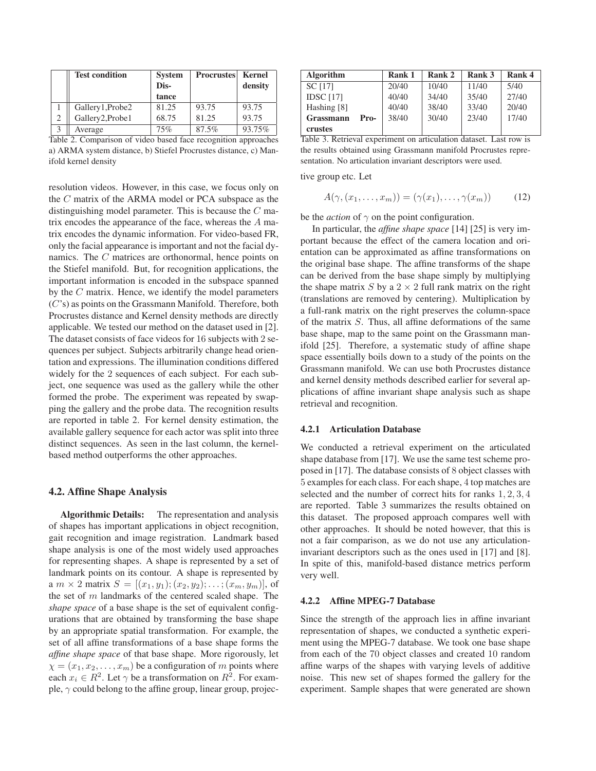|  | Test condition | System Distance | Procrustes | Kernel density |
|---|---|---|---|---|
| 1 | Gallery1,Probe2 | 81.25 | 93.75 | 93.75 |
| 2 | Gallery2,Probe1 | 68.75 | 81.25 | 93.75 |
| 3 | Average | 75% | 87.5% | 93.75% |

Table 2. Comparison of video based face recognition approaches a) ARMA system distance, b) Stiefel Procrustes distance, c) Manifold kernel density

resolution videos. However, in this case, we focus only on the $C$ matrix of the ARMA model or PCA subspace as the distinguishing model parameter. This is because the $C$ matrix encodes the appearance of the face, whereas the $A$ matrix encodes the dynamic information. For video-based FR, only the facial appearance is important and not the facial dynamics. The $C$ matrices are orthonormal, hence points on the Stiefel manifold. But, for recognition applications, the important information is encoded in the subspace spanned by the $C$ matrix. Hence, we identify the model parameters ($C$'s) as points on the Grassmann Manifold. Therefore, both Procrustes distance and Kernel density methods are directly applicable. We tested our method on the dataset used in [2]. The dataset consists of face videos for 16 subjects with 2 sequences per subject. Subjects arbitrarily change head orientation and expressions. The illumination conditions differed widely for the 2 sequences of each subject. For each subject, one sequence was used as the gallery while the other formed the probe. The experiment was repeated by swapping the gallery and the probe data. The recognition results are reported in table 2. For kernel density estimation, the available gallery sequence for each actor was split into three distinct sequences. As seen in the last column, the kernel-based method outperforms the other approaches.

## 4.2. Affine Shape Analysis

**Algorithmic Details:** The representation and analysis of shapes has important applications in object recognition, gait recognition and image registration. Landmark based shape analysis is one of the most widely used approaches for representing shapes. A shape is represented by a set of landmark points on its contour. A shape is represented by a $m \times 2$ matrix $S = [(x_1, y_1); (x_2, y_2); \ldots; (x_m, y_m)]$, of the set of $m$ landmarks of the centered scaled shape. The *shape space* of a base shape is the set of equivalent configurations that are obtained by transforming the base shape by an appropriate spatial transformation. For example, the set of all affine transformations of a base shape forms the *affine shape space* of that base shape. More rigorously, let $\chi = (x_1, x_2, \ldots, x_m)$ be a configuration of $m$ points where each $x_i \in R^2$. Let $\gamma$ be a transformation on $R^2$. For example, $\gamma$ could belong to the affine group, linear group, projective group etc. Let

$$A(\gamma, (x_1, \ldots, x_m)) = (\gamma(x_1), \ldots, \gamma(x_m)) \tag{12}$$

be the *action* of $\gamma$ on the point configuration.

In particular, the *affine shape space* [14] [25] is very important because the effect of the camera location and orientation can be approximated as affine transformations on the original base shape. The affine transforms of the shape can be derived from the base shape simply by multiplying the shape matrix $S$ by a $2 \times 2$ full rank matrix on the right (translations are removed by centering). Multiplication by a full-rank matrix on the right preserves the column-space of the matrix $S$. Thus, all affine deformations of the same base shape, map to the same point on the Grassmann manifold [25]. Therefore, a systematic study of affine shape space essentially boils down to a study of the points on the Grassmann manifold. We can use both Procrustes distance and kernel density methods described earlier for several applications of affine invariant shape analysis such as shape retrieval and recognition.

| Algorithm | Rank 1 | Rank 2 | Rank 3 | Rank 4 |
|---|---|---|---|---|
| SC [17] | 20/40 | 10/40 | 11/40 | 5/40 |
| IDSC [17] | 40/40 | 34/40 | 35/40 | 27/40 |
| Hashing [8] | 40/40 | 38/40 | 33/40 | 20/40 |
| **Grassmann Procrustes** | 38/40 | 30/40 | 23/40 | 17/40 |

Table 3. Retrieval experiment on articulation dataset. Last row is the results obtained using Grassmann manifold Procrustes representation. No articulation invariant descriptors were used.

### 4.2.1 Articulation Database

We conducted a retrieval experiment on the articulated shape database from [17]. We use the same test scheme proposed in [17]. The database consists of 8 object classes with 5 examples for each class. For each shape, 4 top matches are selected and the number of correct hits for ranks $1, 2, 3, 4$ are reported. Table 3 summarizes the results obtained on this dataset. The proposed approach compares well with other approaches. It should be noted however, that this is not a fair comparison, as we do not use any articulation-invariant descriptors such as the ones used in [17] and [8]. In spite of this, manifold-based distance metrics perform very well.

### 4.2.2 Affine MPEG-7 Database

Since the strength of the approach lies in affine invariant representation of shapes, we conducted a synthetic experiment using the MPEG-7 database. We took one base shape from each of the 70 object classes and created 10 random affine warps of the shapes with varying levels of additive noise. This new set of shapes formed the gallery for the experiment. Sample shapes that were generated are shown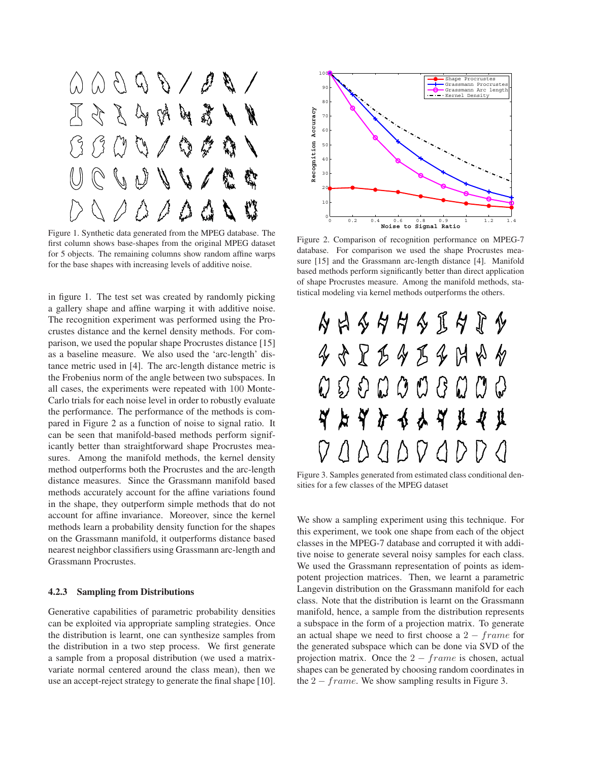Figure 1. Synthetic data generated from the MPEG database. The first column shows base-shapes from the original MPEG dataset for 5 objects. The remaining columns show random affine warps for the base shapes with increasing levels of additive noise.

in figure 1. The test set was created by randomly picking a gallery shape and affine warping it with additive noise. The recognition experiment was performed using the Procrustes distance and the kernel density methods. For comparison, we used the popular shape Procrustes distance [15] as a baseline measure. We also used the 'arc-length' distance metric used in [4]. The arc-length distance metric is the Frobenius norm of the angle between two subspaces. In all cases, the experiments were repeated with 100 Monte-Carlo trials for each noise level in order to robustly evaluate the performance. The performance of the methods is compared in Figure 2 as a function of noise to signal ratio. It can be seen that manifold-based methods perform significantly better than straightforward shape Procrustes measures. Among the manifold methods, the kernel density method outperforms both the Procrustes and the arc-length distance measures. Since the Grassmann manifold based methods accurately account for the affine variations found in the shape, they outperform simple methods that do not account for affine invariance. Moreover, since the kernel methods learn a probability density function for the shapes on the Grassmann manifold, it outperforms distance based nearest neighbor classifiers using Grassmann arc-length and Grassmann Procrustes.

#### 4.2.3 Sampling from Distributions

Generative capabilities of parametric probability densities can be exploited via appropriate sampling strategies. Once the distribution is learnt, one can synthesize samples from the distribution in a two step process. We first generate a sample from a proposal distribution (we used a matrix-variate normal centered around the class mean), then we use an accept-reject strategy to generate the final shape [10].

Figure 2. Comparison of recognition performance on MPEG-7 database. For comparison we used the shape Procrustes measure [15] and the Grassmann arc-length distance [4]. Manifold based methods perform significantly better than direct application of shape Procrustes measure. Among the manifold methods, statistical modeling via kernel methods outperforms the others.

Figure 3. Samples generated from estimated class conditional densities for a few classes of the MPEG dataset

We show a sampling experiment using this technique. For this experiment, we took one shape from each of the object classes in the MPEG-7 database and corrupted it with additive noise to generate several noisy samples for each class. We used the Grassmann representation of points as idempotent projection matrices. Then, we learnt a parametric Langevin distribution on the Grassmann manifold for each class. Note that the distribution is learnt on the Grassmann manifold, hence, a sample from the distribution represents a subspace in the form of a projection matrix. To generate an actual shape we need to first choose a $2-frame$ for the generated subspace which can be done via SVD of the projection matrix. Once the $2-frame$ is chosen, actual shapes can be generated by choosing random coordinates in the $2-frame$. We show sampling results in Figure 3.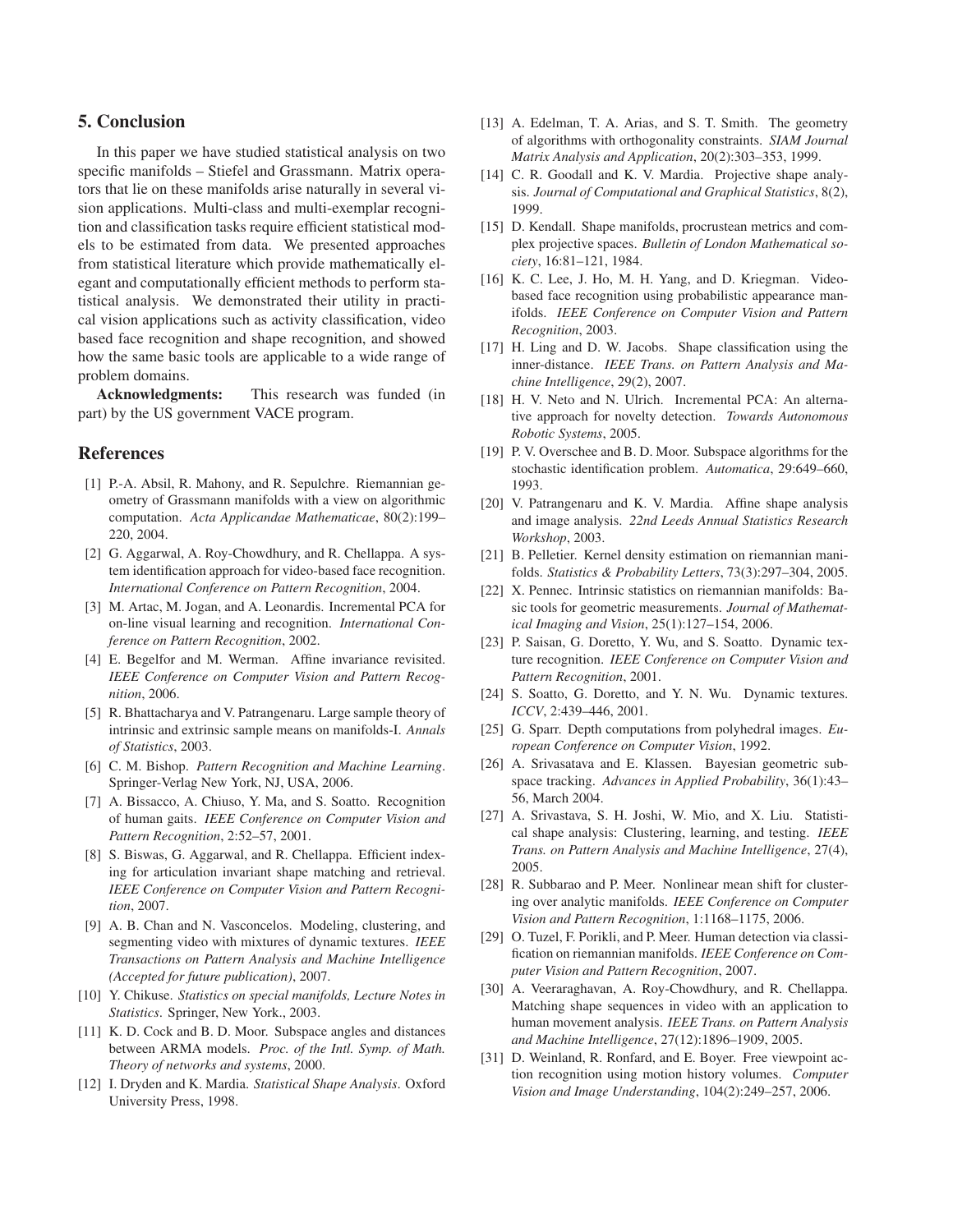## 5. Conclusion

In this paper we have studied statistical analysis on two specific manifolds – Stiefel and Grassmann. Matrix operators that lie on these manifolds arise naturally in several vision applications. Multi-class and multi-exemplar recognition and classification tasks require efficient statistical models to be estimated from data. We presented approaches from statistical literature which provide mathematically elegant and computationally efficient methods to perform statistical analysis. We demonstrated their utility in practical vision applications such as activity classification, video based face recognition and shape recognition, and showed how the same basic tools are applicable to a wide range of problem domains.

**Acknowledgments:** This research was funded (in part) by the US government VACE program.

## References

[1] P.-A. Absil, R. Mahony, and R. Sepulchre. Riemannian geometry of Grassmann manifolds with a view on algorithmic computation. *Acta Applicandae Mathematicae*, 80(2):199–220, 2004.

[2] G. Aggarwal, A. Roy-Chowdhury, and R. Chellappa. A system identification approach for video-based face recognition. *International Conference on Pattern Recognition*, 2004.

[3] M. Artac, M. Jogan, and A. Leonardis. Incremental PCA for on-line visual learning and recognition. *International Conference on Pattern Recognition*, 2002.

[4] E. Begelfor and M. Werman. Affine invariance revisited. *IEEE Conference on Computer Vision and Pattern Recognition*, 2006.

[5] R. Bhattacharya and V. Patrangenaru. Large sample theory of intrinsic and extrinsic sample means on manifolds-I. *Annals of Statistics*, 2003.

[6] C. M. Bishop. *Pattern Recognition and Machine Learning*. Springer-Verlag New York, NJ, USA, 2006.

[7] A. Bissacco, A. Chiuso, Y. Ma, and S. Soatto. Recognition of human gaits. *IEEE Conference on Computer Vision and Pattern Recognition*, 2:52–57, 2001.

[8] S. Biswas, G. Aggarwal, and R. Chellappa. Efficient indexing for articulation invariant shape matching and retrieval. *IEEE Conference on Computer Vision and Pattern Recognition*, 2007.

[9] A. B. Chan and N. Vasconcelos. Modeling, clustering, and segmenting video with mixtures of dynamic textures. *IEEE Transactions on Pattern Analysis and Machine Intelligence (Accepted for future publication)*, 2007.

[10] Y. Chikuse. *Statistics on special manifolds, Lecture Notes in Statistics*. Springer, New York., 2003.

[11] K. D. Cock and B. D. Moor. Subspace angles and distances between ARMA models. *Proc. of the Intl. Symp. of Math. Theory of networks and systems*, 2000.

[12] I. Dryden and K. Mardia. *Statistical Shape Analysis*. Oxford University Press, 1998.

[13] A. Edelman, T. A. Arias, and S. T. Smith. The geometry of algorithms with orthogonality constraints. *SIAM Journal Matrix Analysis and Application*, 20(2):303–353, 1999.

[14] C. R. Goodall and K. V. Mardia. Projective shape analysis. *Journal of Computational and Graphical Statistics*, 8(2), 1999.

[15] D. Kendall. Shape manifolds, procrustean metrics and complex projective spaces. *Bulletin of London Mathematical society*, 16:81–121, 1984.

[16] K. C. Lee, J. Ho, M. H. Yang, and D. Kriegman. Video-based face recognition using probabilistic appearance manifolds. *IEEE Conference on Computer Vision and Pattern Recognition*, 2003.

[17] H. Ling and D. W. Jacobs. Shape classification using the inner-distance. *IEEE Trans. on Pattern Analysis and Machine Intelligence*, 29(2), 2007.

[18] H. V. Neto and N. Ulrich. Incremental PCA: An alternative approach for novelty detection. *Towards Autonomous Robotic Systems*, 2005.

[19] P. V. Overschee and B. D. Moor. Subspace algorithms for the stochastic identification problem. *Automatica*, 29:649–660, 1993.

[20] V. Patrangenaru and K. V. Mardia. Affine shape analysis and image analysis. *22nd Leeds Annual Statistics Research Workshop*, 2003.

[21] B. Pelletier. Kernel density estimation on riemannian manifolds. *Statistics & Probability Letters*, 73(3):297–304, 2005.

[22] X. Pennec. Intrinsic statistics on riemannian manifolds: Basic tools for geometric measurements. *Journal of Mathematical Imaging and Vision*, 25(1):127–154, 2006.

[23] P. Saisan, G. Doretto, Y. Wu, and S. Soatto. Dynamic texture recognition. *IEEE Conference on Computer Vision and Pattern Recognition*, 2001.

[24] S. Soatto, G. Doretto, and Y. N. Wu. Dynamic textures. *ICCV*, 2:439–446, 2001.

[25] G. Sparr. Depth computations from polyhedral images. *European Conference on Computer Vision*, 1992.

[26] A. Srivasatava and E. Klassen. Bayesian geometric subspace tracking. *Advances in Applied Probability*, 36(1):43–56, March 2004.

[27] A. Srivastava, S. H. Joshi, W. Mio, and X. Liu. Statistical shape analysis: Clustering, learning, and testing. *IEEE Trans. on Pattern Analysis and Machine Intelligence*, 27(4), 2005.

[28] R. Subbarao and P. Meer. Nonlinear mean shift for clustering over analytic manifolds. *IEEE Conference on Computer Vision and Pattern Recognition*, 1:1168–1175, 2006.

[29] O. Tuzel, F. Porikli, and P. Meer. Human detection via classification on riemannian manifolds. *IEEE Conference on Computer Vision and Pattern Recognition*, 2007.

[30] A. Veeraraghavan, A. Roy-Chowdhury, and R. Chellappa. Matching shape sequences in video with an application to human movement analysis. *IEEE Trans. on Pattern Analysis and Machine Intelligence*, 27(12):1896–1909, 2005.

[31] D. Weinland, R. Ronfard, and E. Boyer. Free viewpoint action recognition using motion history volumes. *Computer Vision and Image Understanding*, 104(2):249–257, 2006.